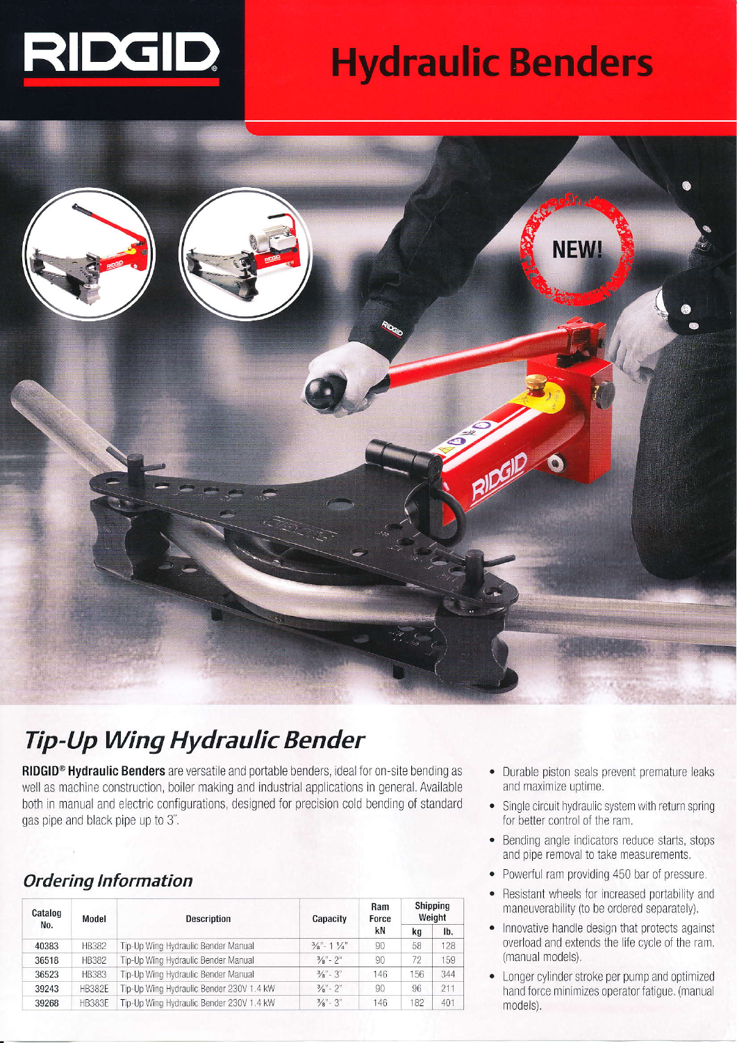# RIDGID

# Hydraulic Benders

NEW!

## *Tip-Up Wing Hydraulic Bender*

**RIDGID® Hydraulic Benders** are versatile and portable benders, ideal for on-site bending as well as machine construction, boiler making and industrial applications in general. Available both in manual and electric configurations, designed for precision cold bending of standard gas pipe and black pipe up to 3".

- Durable piston seals prevent premature leaks and maximize uptime.
- Single circuit hydraulic system with return spring for better control of the ram.
- Bending angle indicators reduce starts, stops and pipe removal to take measurements.
- Powerful ram providing 450 bar of pressure.
- Resistant wheels for increased portability and maneuverability (to be ordered separately).
- Innovative handle design that protects against overload and extends the life cycle of the ram. (manual models).
- Longer cylinder stroke per pump and optimized hand force minimizes operator fatigue. (manual models).

### *Ordering Information*

| Catalog No. | Model | Description | Capacity | Ram Force | Shipping Weight | |
|---|---|---|---|---|---|---|
| | | | | kN | kg | lb. |
| 40383 | HB382 | Tip-Up Wing Hydraulic Bender Manual | ⅜"- 1 ¼" | 90 | 58 | 128 |
| 36518 | HB382 | Tip-Up Wing Hydraulic Bender Manual | ⅜"- 2" | 90 | 72 | 159 |
| 36523 | HB383 | Tip-Up Wing Hydraulic Bender Manual | ⅜"- 3" | 146 | 156 | 344 |
| 39243 | HB382E | Tip-Up Wing Hydraulic Bender 230V 1.4 kW | ⅜"- 2" | 90 | 96 | 211 |
| 39268 | HB383E | Tip-Up Wing Hydraulic Bender 230V 1.4 kW | ⅜"- 3" | 146 | 182 | 401 |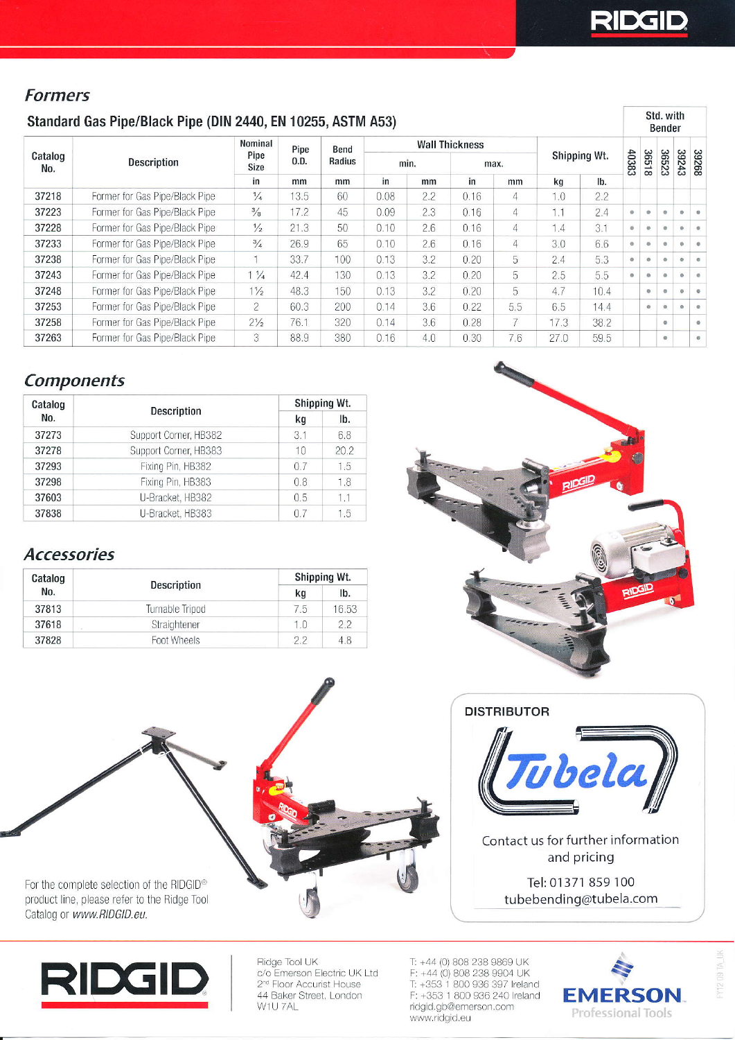## Formers

### Standard Gas Pipe/Black Pipe (DIN 2440, EN 10255, ASTM A53)

| Catalog No. | Description | Nominal Pipe Size | Pipe O.D. | Bend Radius | Wall Thickness | | | | Shipping Wt. | | Std. with Bender | | | | |
|---|---|---|---|---|---|---|---|---|---|---|---|---|---|---|---|
| | | | | | min. | | max. | | | | 40383 | 36518 | 36523 | 39243 | 39268 |
| | | in | mm | mm | in | mm | in | mm | kg | lb. | | | | | |
| 37218 | Former for Gas Pipe/Black Pipe | ¼ | 13.5 | 60 | 0.08 | 2.2 | 0.16 | 4 | 1.0 | 2.2 | | | | | |
| 37223 | Former for Gas Pipe/Black Pipe | ⅜ | 17.2 | 45 | 0.09 | 2.3 | 0.16 | 4 | 1.1 | 2.4 | • | • | • | • | • |
| 37228 | Former for Gas Pipe/Black Pipe | ½ | 21.3 | 50 | 0.10 | 2.6 | 0.16 | 4 | 1.4 | 3.1 | • | • | • | • | • |
| 37233 | Former for Gas Pipe/Black Pipe | ¾ | 26.9 | 65 | 0.10 | 2.6 | 0.16 | 4 | 3.0 | 6.6 | • | • | • | • | • |
| 37238 | Former for Gas Pipe/Black Pipe | 1 | 33.7 | 100 | 0.13 | 3.2 | 0.20 | 5 | 2.4 | 5.3 | • | • | • | • | • |
| 37243 | Former for Gas Pipe/Black Pipe | 1 ¼ | 42.4 | 130 | 0.13 | 3.2 | 0.20 | 5 | 2.5 | 5.5 | • | • | • | • | • |
| 37248 | Former for Gas Pipe/Black Pipe | 1½ | 48.3 | 150 | 0.13 | 3.2 | 0.20 | 5 | 4.7 | 10.4 | | • | • | • | • |
| 37253 | Former for Gas Pipe/Black Pipe | 2 | 60.3 | 200 | 0.14 | 3.6 | 0.22 | 5.5 | 6.5 | 14.4 | | • | • | • | • |
| 37258 | Former for Gas Pipe/Black Pipe | 2½ | 76.1 | 320 | 0.14 | 3.6 | 0.28 | 7 | 17.3 | 38.2 | | | • | | • |
| 37263 | Former for Gas Pipe/Black Pipe | 3 | 88.9 | 380 | 0.16 | 4.0 | 0.30 | 7.6 | 27.0 | 59.5 | | | • | | • |

## Components

| Catalog No. | Description | Shipping Wt. | |
|---|---|---|---|
| | | kg | lb. |
| 37273 | Support Corner, HB382 | 3.1 | 6.8 |
| 37278 | Support Corner, HB383 | 10 | 20.2 |
| 37293 | Fixing Pin, HB382 | 0.7 | 1.5 |
| 37298 | Fixing Pin, HB383 | 0.8 | 1.8 |
| 37603 | U-Bracket, HB382 | 0.5 | 1.1 |
| 37838 | U-Bracket, HB383 | 0.7 | 1.5 |

## Accessories

| Catalog No. | Description | Shipping Wt. | |
|---|---|---|---|
| | | kg | lb. |
| 37813 | Turnable Tripod | 7.5 | 16.53 |
| 37618 | Straightener | 1.0 | 2.2 |
| 37828 | Foot Wheels | 2.2 | 4.8 |

For the complete selection of the RIDGID® product line, please refer to the Ridge Tool Catalog or *www.RIDGID.eu.*

**DISTRIBUTOR**

Tubela

Contact us for further information and pricing

Tel: 01371 859 100
tubebending@tubela.com

RIDGID

Ridge Tool UK
c/o Emerson Electric UK Ltd
2nd Floor Accurist House
44 Baker Street, London
W1U 7AL

T: +44 (0) 808 238 9869 UK
F: +44 (0) 808 238 9904 UK
T: +353 1 800 936 397 Ireland
F: +353 1 800 936 240 Ireland
ridgid.gb@emerson.com
www.ridgid.eu

EMERSON. Professional Tools